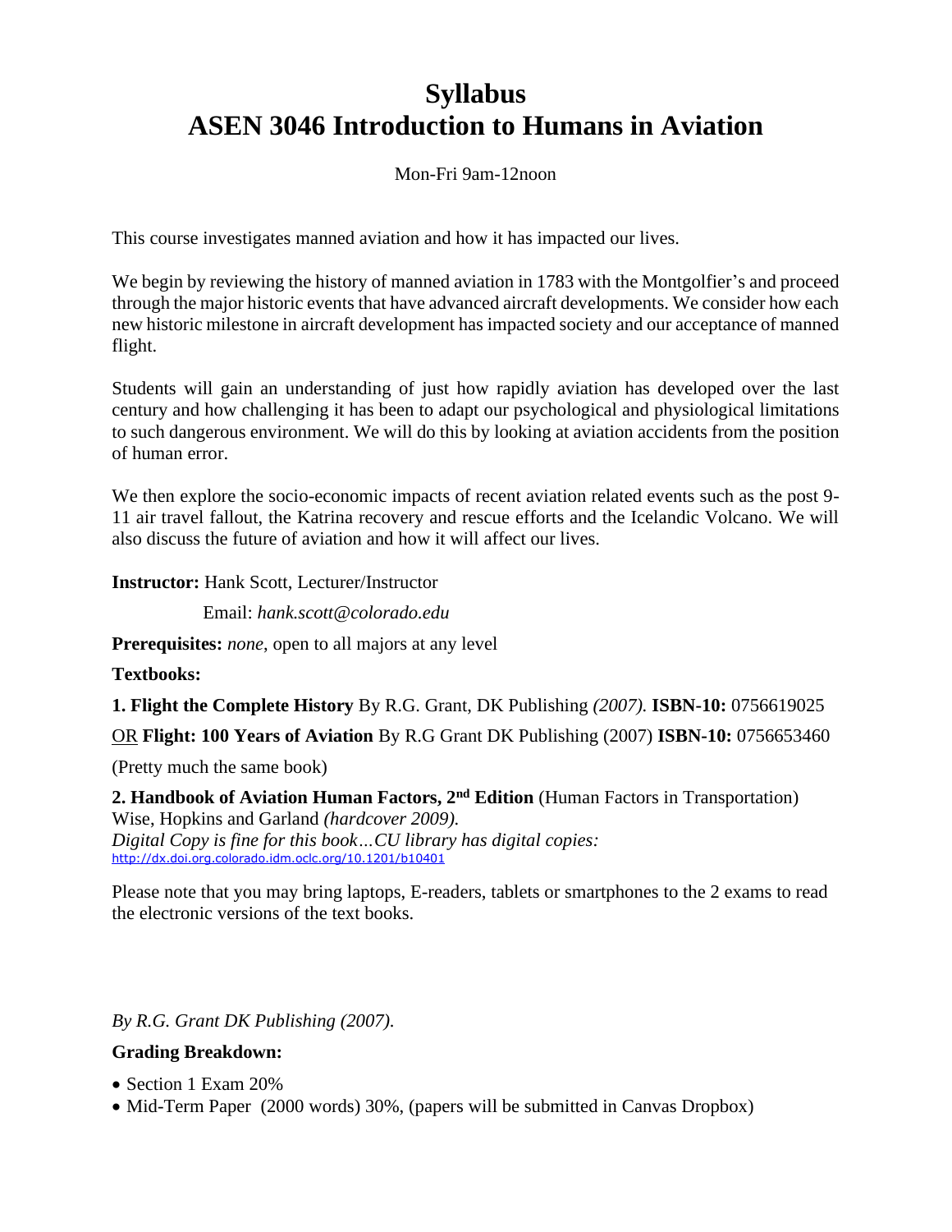# Syllabus
# ASEN 3046 Introduction to Humans in Aviation

Mon-Fri 9am-12noon

This course investigates manned aviation and how it has impacted our lives.

We begin by reviewing the history of manned aviation in 1783 with the Montgolfier's and proceed through the major historic events that have advanced aircraft developments. We consider how each new historic milestone in aircraft development has impacted society and our acceptance of manned flight.

Students will gain an understanding of just how rapidly aviation has developed over the last century and how challenging it has been to adapt our psychological and physiological limitations to such dangerous environment. We will do this by looking at aviation accidents from the position of human error.

We then explore the socio-economic impacts of recent aviation related events such as the post 9-11 air travel fallout, the Katrina recovery and rescue efforts and the Icelandic Volcano. We will also discuss the future of aviation and how it will affect our lives.

**Instructor:** Hank Scott, Lecturer/Instructor

Email: *hank.scott@colorado.edu*

**Prerequisites:** *none*, open to all majors at any level

**Textbooks:**

**1. Flight the Complete History** By R.G. Grant, DK Publishing *(2007).* **ISBN-10:** 0756619025

OR **Flight: 100 Years of Aviation** By R.G Grant DK Publishing (2007) **ISBN-10:** 0756653460

(Pretty much the same book)

**2. Handbook of Aviation Human Factors, 2nd Edition** (Human Factors in Transportation) Wise, Hopkins and Garland *(hardcover 2009).*
*Digital Copy is fine for this book…CU library has digital copies:*
http://dx.doi.org.colorado.idm.oclc.org/10.1201/b10401

Please note that you may bring laptops, E-readers, tablets or smartphones to the 2 exams to read the electronic versions of the text books.

*By R.G. Grant DK Publishing (2007).*

**Grading Breakdown:**

- Section 1 Exam 20%
- Mid-Term Paper (2000 words) 30%, (papers will be submitted in Canvas Dropbox)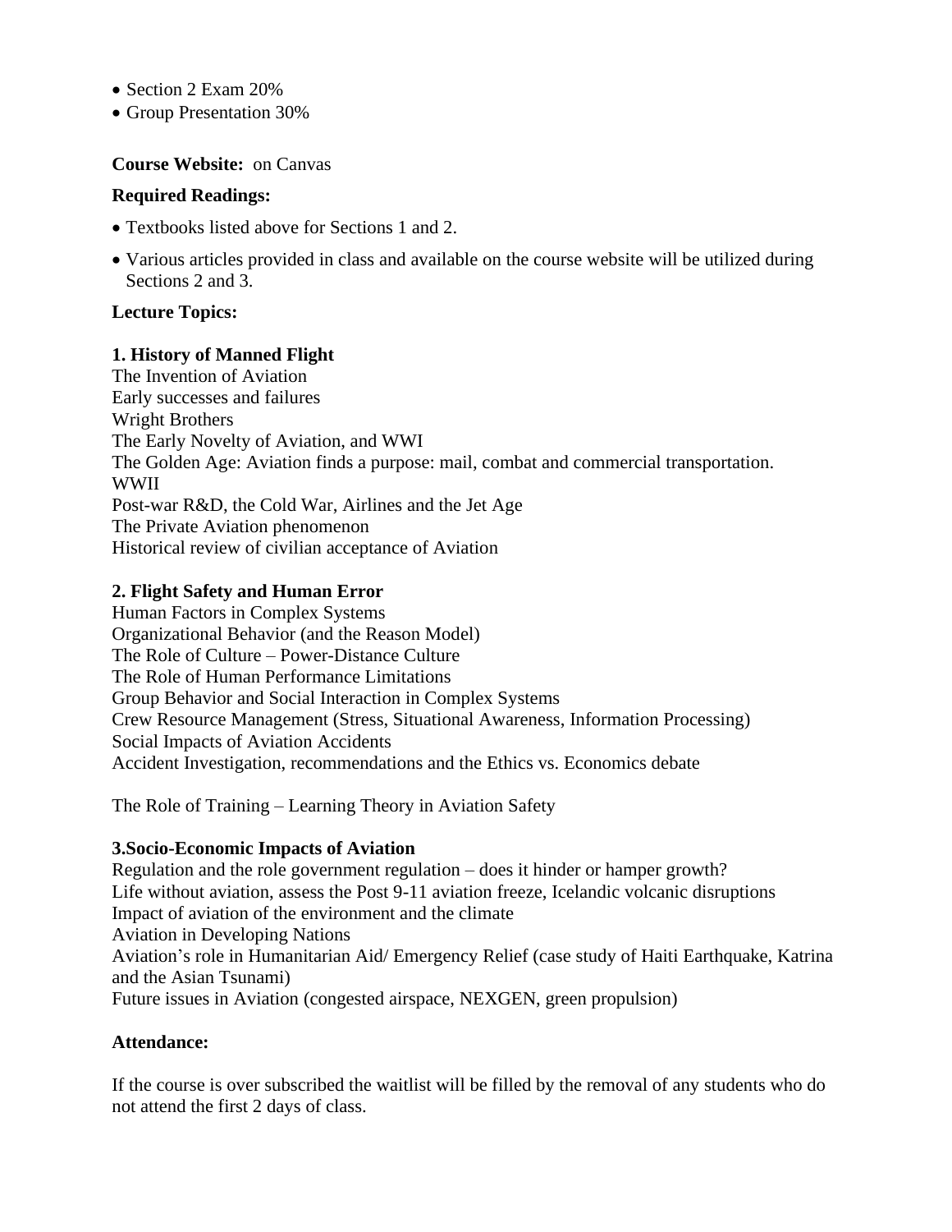- Section 2 Exam 20%
- Group Presentation 30%

**Course Website:** on Canvas

**Required Readings:**

- Textbooks listed above for Sections 1 and 2.
- Various articles provided in class and available on the course website will be utilized during Sections 2 and 3.

**Lecture Topics:**

**1. History of Manned Flight**

The Invention of Aviation
Early successes and failures
Wright Brothers
The Early Novelty of Aviation, and WWI
The Golden Age: Aviation finds a purpose: mail, combat and commercial transportation.
WWII
Post-war R&D, the Cold War, Airlines and the Jet Age
The Private Aviation phenomenon
Historical review of civilian acceptance of Aviation

**2. Flight Safety and Human Error**

Human Factors in Complex Systems
Organizational Behavior (and the Reason Model)
The Role of Culture – Power-Distance Culture
The Role of Human Performance Limitations
Group Behavior and Social Interaction in Complex Systems
Crew Resource Management (Stress, Situational Awareness, Information Processing)
Social Impacts of Aviation Accidents
Accident Investigation, recommendations and the Ethics vs. Economics debate

The Role of Training – Learning Theory in Aviation Safety

**3.Socio-Economic Impacts of Aviation**

Regulation and the role government regulation – does it hinder or hamper growth?
Life without aviation, assess the Post 9-11 aviation freeze, Icelandic volcanic disruptions
Impact of aviation of the environment and the climate
Aviation in Developing Nations
Aviation's role in Humanitarian Aid/ Emergency Relief (case study of Haiti Earthquake, Katrina and the Asian Tsunami)
Future issues in Aviation (congested airspace, NEXGEN, green propulsion)

**Attendance:**

If the course is over subscribed the waitlist will be filled by the removal of any students who do not attend the first 2 days of class.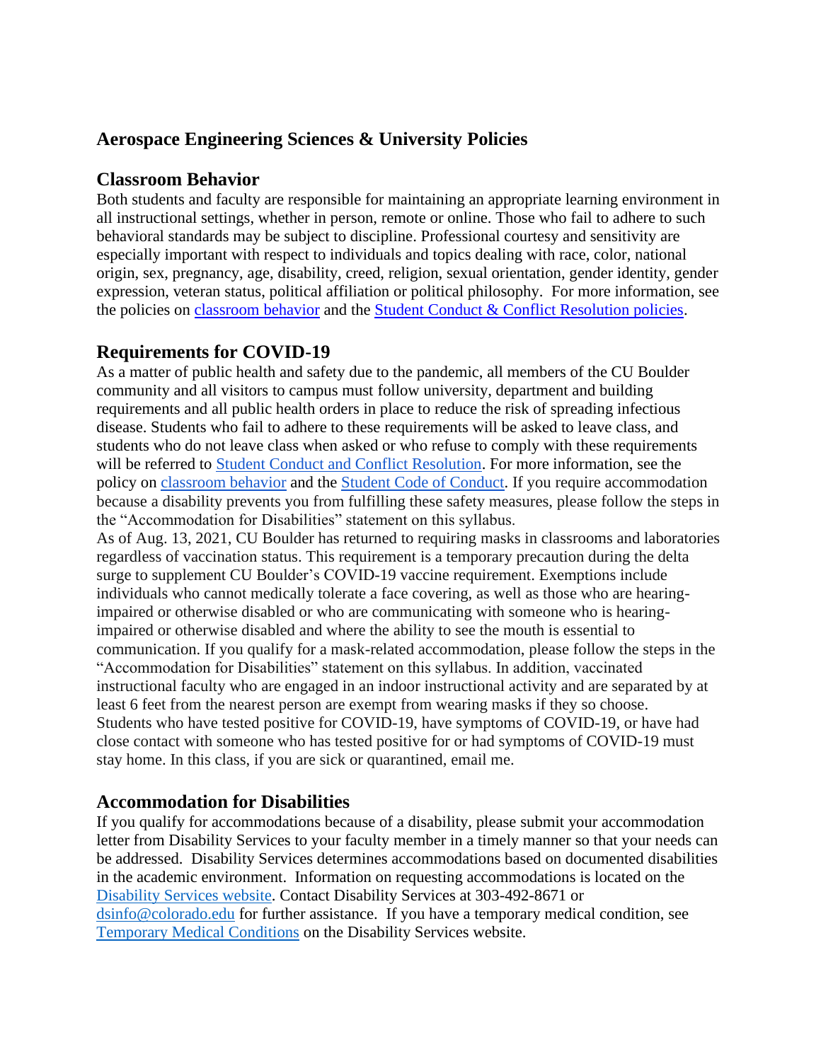## Aerospace Engineering Sciences & University Policies

### Classroom Behavior

Both students and faculty are responsible for maintaining an appropriate learning environment in all instructional settings, whether in person, remote or online. Those who fail to adhere to such behavioral standards may be subject to discipline. Professional courtesy and sensitivity are especially important with respect to individuals and topics dealing with race, color, national origin, sex, pregnancy, age, disability, creed, religion, sexual orientation, gender identity, gender expression, veteran status, political affiliation or political philosophy. For more information, see the policies on classroom behavior and the Student Conduct & Conflict Resolution policies.

### Requirements for COVID-19

As a matter of public health and safety due to the pandemic, all members of the CU Boulder community and all visitors to campus must follow university, department and building requirements and all public health orders in place to reduce the risk of spreading infectious disease. Students who fail to adhere to these requirements will be asked to leave class, and students who do not leave class when asked or who refuse to comply with these requirements will be referred to Student Conduct and Conflict Resolution. For more information, see the policy on classroom behavior and the Student Code of Conduct. If you require accommodation because a disability prevents you from fulfilling these safety measures, please follow the steps in the "Accommodation for Disabilities" statement on this syllabus.

As of Aug. 13, 2021, CU Boulder has returned to requiring masks in classrooms and laboratories regardless of vaccination status. This requirement is a temporary precaution during the delta surge to supplement CU Boulder's COVID-19 vaccine requirement. Exemptions include individuals who cannot medically tolerate a face covering, as well as those who are hearing-impaired or otherwise disabled or who are communicating with someone who is hearing-impaired or otherwise disabled and where the ability to see the mouth is essential to communication. If you qualify for a mask-related accommodation, please follow the steps in the "Accommodation for Disabilities" statement on this syllabus. In addition, vaccinated instructional faculty who are engaged in an indoor instructional activity and are separated by at least 6 feet from the nearest person are exempt from wearing masks if they so choose. Students who have tested positive for COVID-19, have symptoms of COVID-19, or have had close contact with someone who has tested positive for or had symptoms of COVID-19 must stay home. In this class, if you are sick or quarantined, email me.

### Accommodation for Disabilities

If you qualify for accommodations because of a disability, please submit your accommodation letter from Disability Services to your faculty member in a timely manner so that your needs can be addressed. Disability Services determines accommodations based on documented disabilities in the academic environment. Information on requesting accommodations is located on the Disability Services website. Contact Disability Services at 303-492-8671 or dsinfo@colorado.edu for further assistance. If you have a temporary medical condition, see Temporary Medical Conditions on the Disability Services website.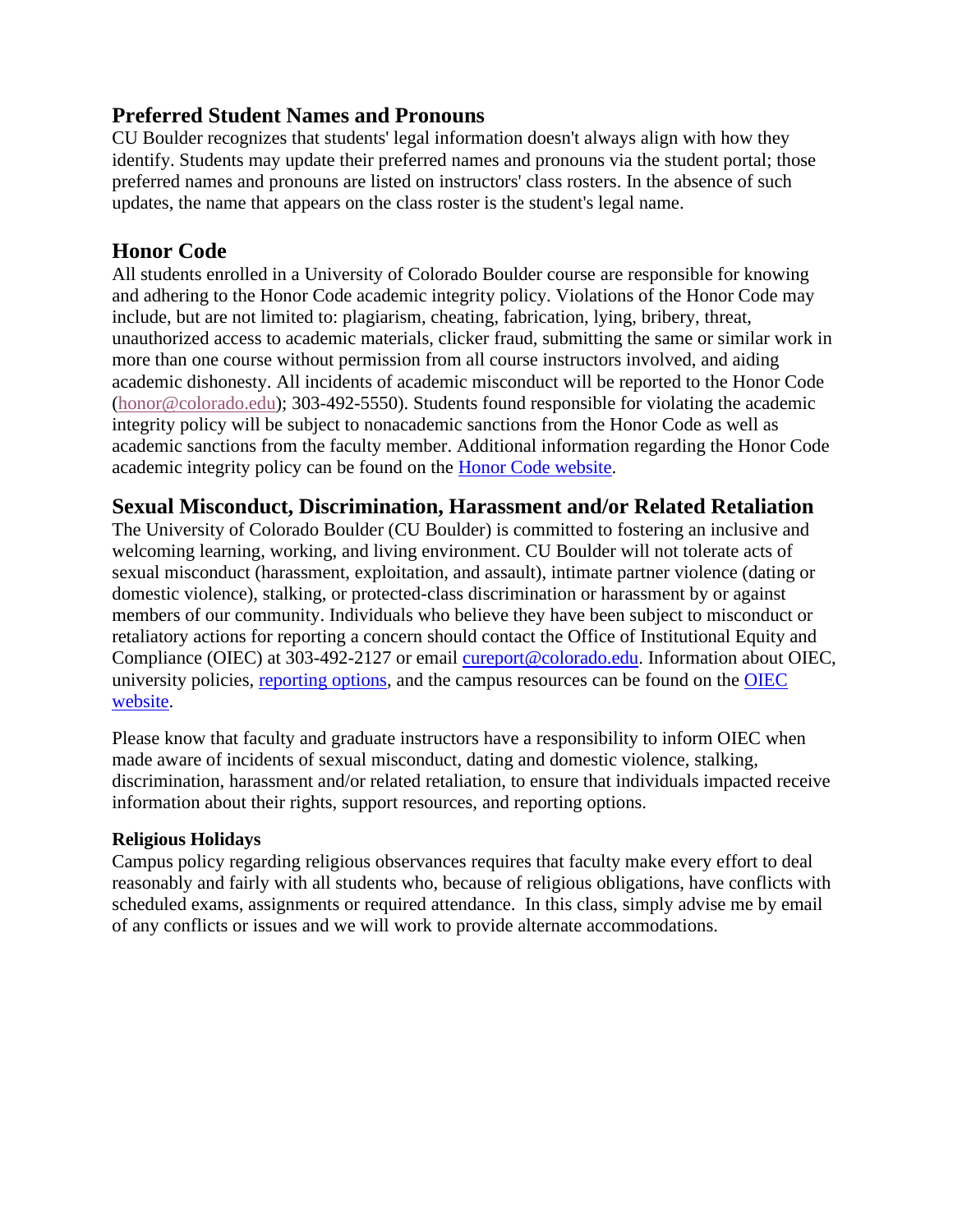## Preferred Student Names and Pronouns

CU Boulder recognizes that students' legal information doesn't always align with how they identify. Students may update their preferred names and pronouns via the student portal; those preferred names and pronouns are listed on instructors' class rosters. In the absence of such updates, the name that appears on the class roster is the student's legal name.

## Honor Code

All students enrolled in a University of Colorado Boulder course are responsible for knowing and adhering to the Honor Code academic integrity policy. Violations of the Honor Code may include, but are not limited to: plagiarism, cheating, fabrication, lying, bribery, threat, unauthorized access to academic materials, clicker fraud, submitting the same or similar work in more than one course without permission from all course instructors involved, and aiding academic dishonesty. All incidents of academic misconduct will be reported to the Honor Code (honor@colorado.edu); 303-492-5550). Students found responsible for violating the academic integrity policy will be subject to nonacademic sanctions from the Honor Code as well as academic sanctions from the faculty member. Additional information regarding the Honor Code academic integrity policy can be found on the Honor Code website.

## Sexual Misconduct, Discrimination, Harassment and/or Related Retaliation

The University of Colorado Boulder (CU Boulder) is committed to fostering an inclusive and welcoming learning, working, and living environment. CU Boulder will not tolerate acts of sexual misconduct (harassment, exploitation, and assault), intimate partner violence (dating or domestic violence), stalking, or protected-class discrimination or harassment by or against members of our community. Individuals who believe they have been subject to misconduct or retaliatory actions for reporting a concern should contact the Office of Institutional Equity and Compliance (OIEC) at 303-492-2127 or email cureport@colorado.edu. Information about OIEC, university policies, reporting options, and the campus resources can be found on the OIEC website.

Please know that faculty and graduate instructors have a responsibility to inform OIEC when made aware of incidents of sexual misconduct, dating and domestic violence, stalking, discrimination, harassment and/or related retaliation, to ensure that individuals impacted receive information about their rights, support resources, and reporting options.

### Religious Holidays

Campus policy regarding religious observances requires that faculty make every effort to deal reasonably and fairly with all students who, because of religious obligations, have conflicts with scheduled exams, assignments or required attendance. In this class, simply advise me by email of any conflicts or issues and we will work to provide alternate accommodations.